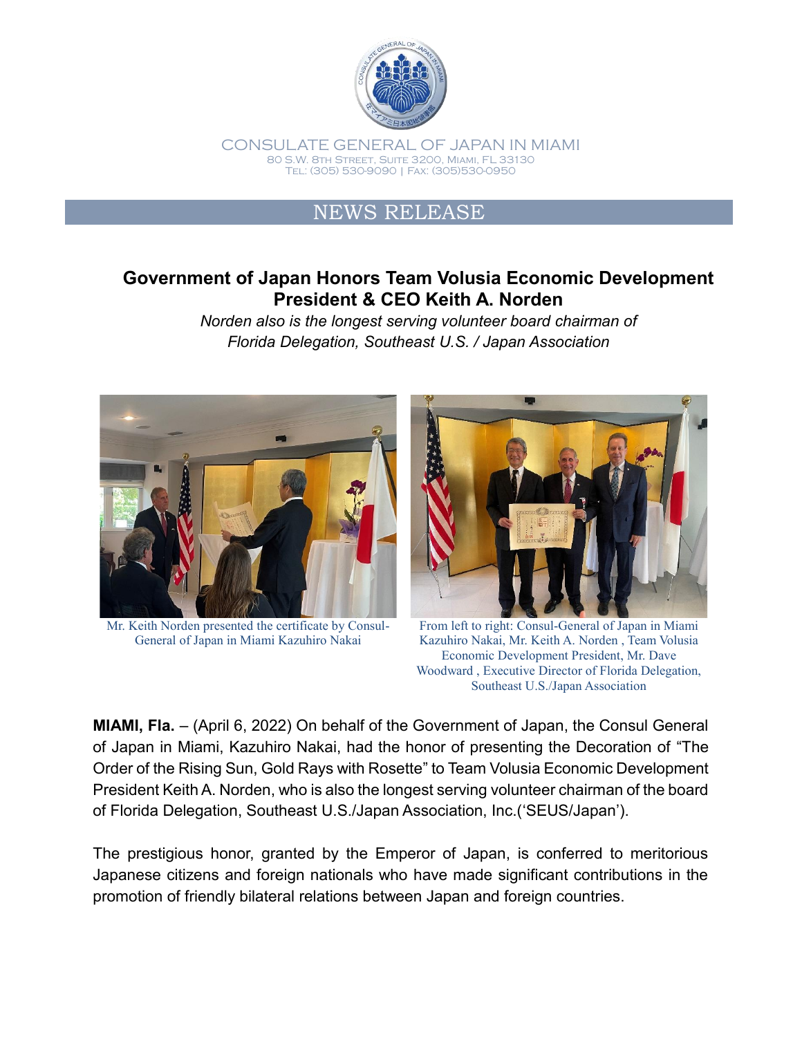CONSULATE GENERAL OF JAPAN IN MIAMI
80 S.W. 8TH STREET, SUITE 3200, MIAMI, FL 33130
TEL: (305) 530-9090 | FAX: (305)530-0950

NEWS RELEASE

# Government of Japan Honors Team Volusia Economic Development President & CEO Keith A. Norden

*Norden also is the longest serving volunteer board chairman of Florida Delegation, Southeast U.S. / Japan Association*

Mr. Keith Norden presented the certificate by Consul-General of Japan in Miami Kazuhiro Nakai

From left to right: Consul-General of Japan in Miami Kazuhiro Nakai, Mr. Keith A. Norden , Team Volusia Economic Development President, Mr. Dave Woodward , Executive Director of Florida Delegation, Southeast U.S./Japan Association

**MIAMI, Fla.** – (April 6, 2022) On behalf of the Government of Japan, the Consul General of Japan in Miami, Kazuhiro Nakai, had the honor of presenting the Decoration of "The Order of the Rising Sun, Gold Rays with Rosette" to Team Volusia Economic Development President Keith A. Norden, who is also the longest serving volunteer chairman of the board of Florida Delegation, Southeast U.S./Japan Association, Inc.('SEUS/Japan').

The prestigious honor, granted by the Emperor of Japan, is conferred to meritorious Japanese citizens and foreign nationals who have made significant contributions in the promotion of friendly bilateral relations between Japan and foreign countries.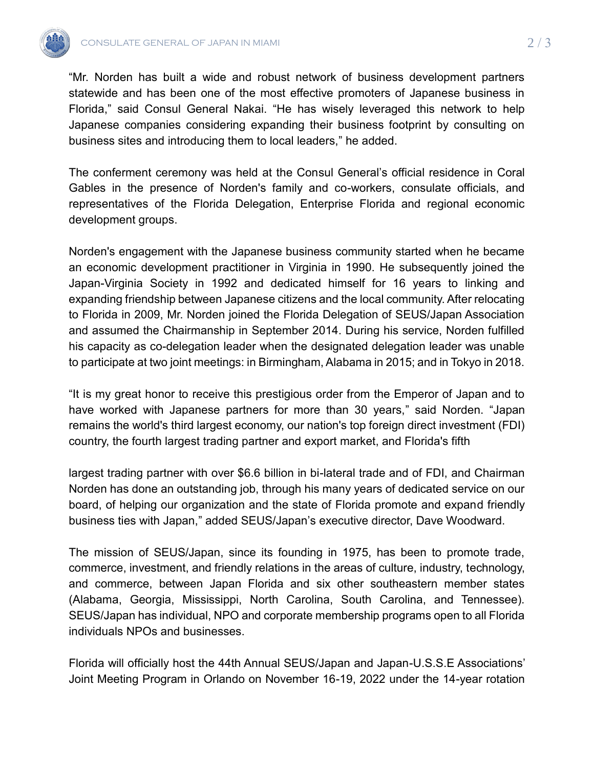"Mr. Norden has built a wide and robust network of business development partners statewide and has been one of the most effective promoters of Japanese business in Florida," said Consul General Nakai. "He has wisely leveraged this network to help Japanese companies considering expanding their business footprint by consulting on business sites and introducing them to local leaders," he added.

The conferment ceremony was held at the Consul General's official residence in Coral Gables in the presence of Norden's family and co-workers, consulate officials, and representatives of the Florida Delegation, Enterprise Florida and regional economic development groups.

Norden's engagement with the Japanese business community started when he became an economic development practitioner in Virginia in 1990. He subsequently joined the Japan-Virginia Society in 1992 and dedicated himself for 16 years to linking and expanding friendship between Japanese citizens and the local community. After relocating to Florida in 2009, Mr. Norden joined the Florida Delegation of SEUS/Japan Association and assumed the Chairmanship in September 2014. During his service, Norden fulfilled his capacity as co-delegation leader when the designated delegation leader was unable to participate at two joint meetings: in Birmingham, Alabama in 2015; and in Tokyo in 2018.

"It is my great honor to receive this prestigious order from the Emperor of Japan and to have worked with Japanese partners for more than 30 years," said Norden. "Japan remains the world's third largest economy, our nation's top foreign direct investment (FDI) country, the fourth largest trading partner and export market, and Florida's fifth

largest trading partner with over $6.6 billion in bi-lateral trade and of FDI, and Chairman Norden has done an outstanding job, through his many years of dedicated service on our board, of helping our organization and the state of Florida promote and expand friendly business ties with Japan," added SEUS/Japan's executive director, Dave Woodward.

The mission of SEUS/Japan, since its founding in 1975, has been to promote trade, commerce, investment, and friendly relations in the areas of culture, industry, technology, and commerce, between Japan Florida and six other southeastern member states (Alabama, Georgia, Mississippi, North Carolina, South Carolina, and Tennessee). SEUS/Japan has individual, NPO and corporate membership programs open to all Florida individuals NPOs and businesses.

Florida will officially host the 44th Annual SEUS/Japan and Japan-U.S.S.E Associations' Joint Meeting Program in Orlando on November 16-19, 2022 under the 14-year rotation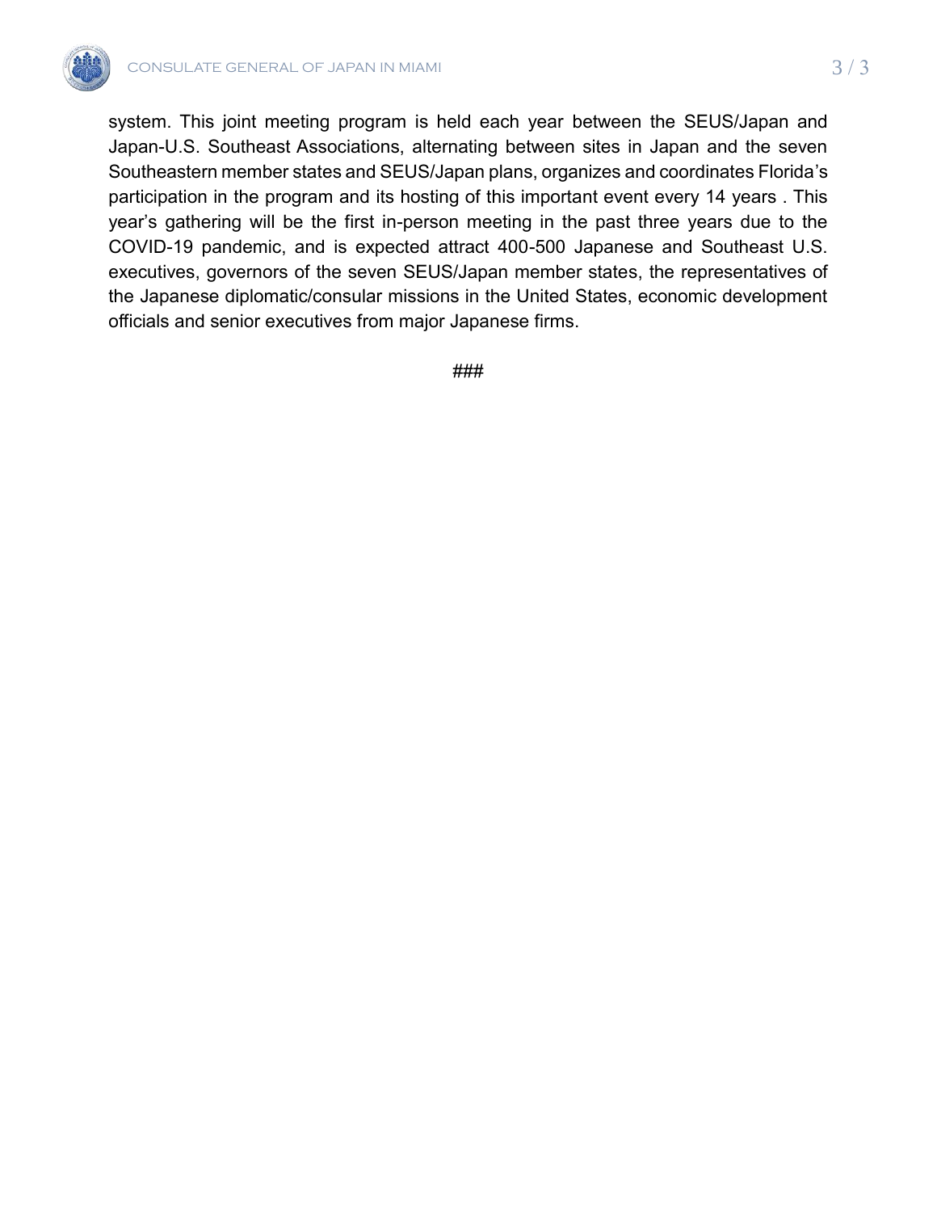system. This joint meeting program is held each year between the SEUS/Japan and Japan-U.S. Southeast Associations, alternating between sites in Japan and the seven Southeastern member states and SEUS/Japan plans, organizes and coordinates Florida's participation in the program and its hosting of this important event every 14 years . This year's gathering will be the first in-person meeting in the past three years due to the COVID-19 pandemic, and is expected attract 400-500 Japanese and Southeast U.S. executives, governors of the seven SEUS/Japan member states, the representatives of the Japanese diplomatic/consular missions in the United States, economic development officials and senior executives from major Japanese firms.

###